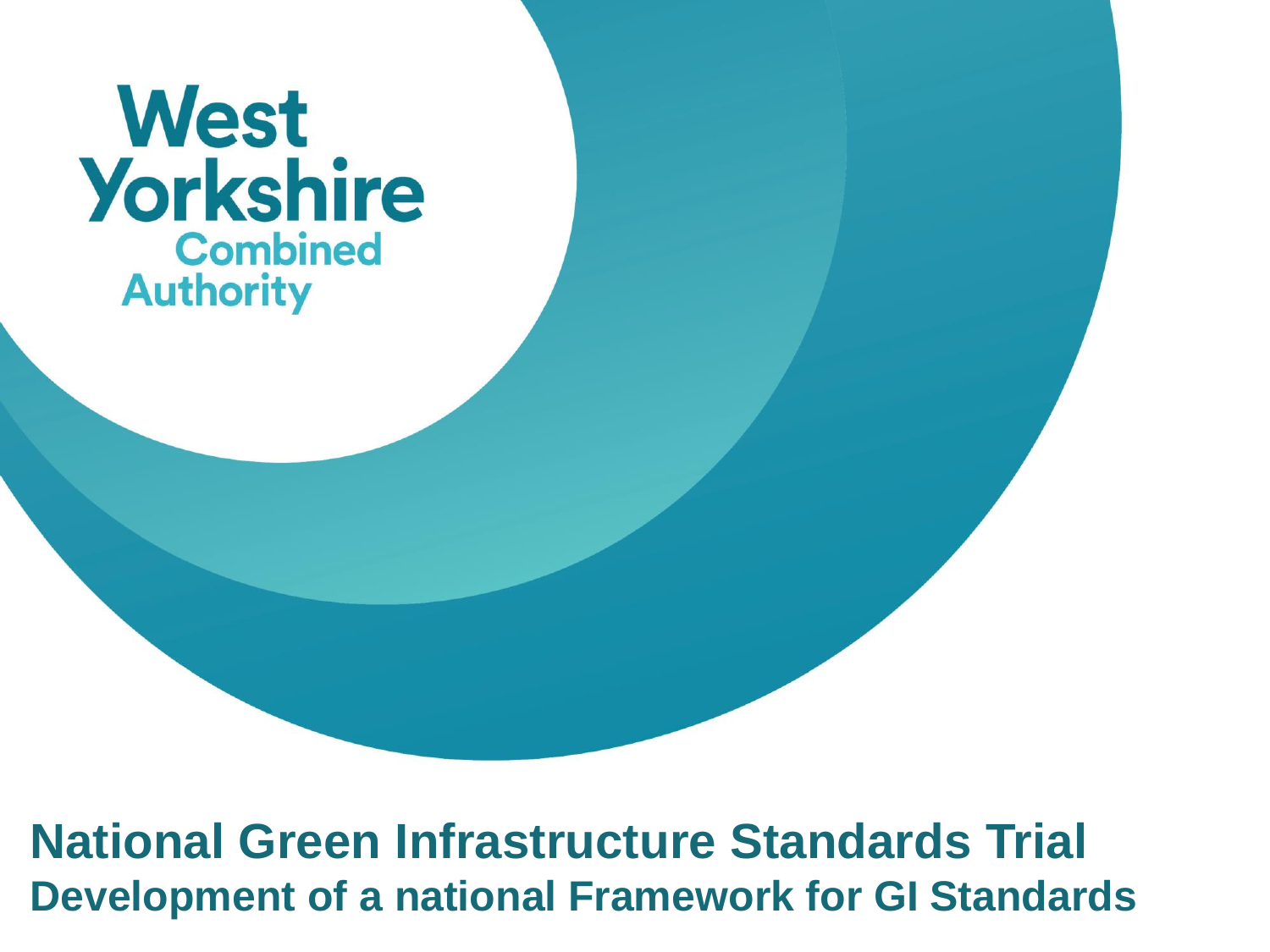West Yorkshire Combined Authority

# National Green Infrastructure Standards Trial

## Development of a national Framework for GI Standards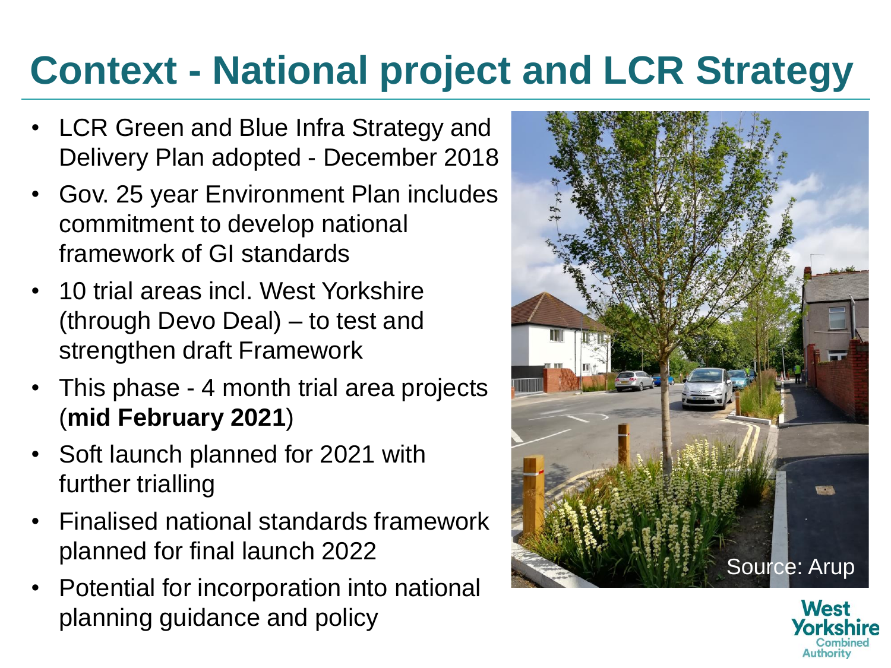# Context - National project and LCR Strategy

- LCR Green and Blue Infra Strategy and Delivery Plan adopted - December 2018
- Gov. 25 year Environment Plan includes commitment to develop national framework of GI standards
- 10 trial areas incl. West Yorkshire (through Devo Deal) – to test and strengthen draft Framework
- This phase - 4 month trial area projects (**mid February 2021**)
- Soft launch planned for 2021 with further trialling
- Finalised national standards framework planned for final launch 2022
- Potential for incorporation into national planning guidance and policy

Source: Arup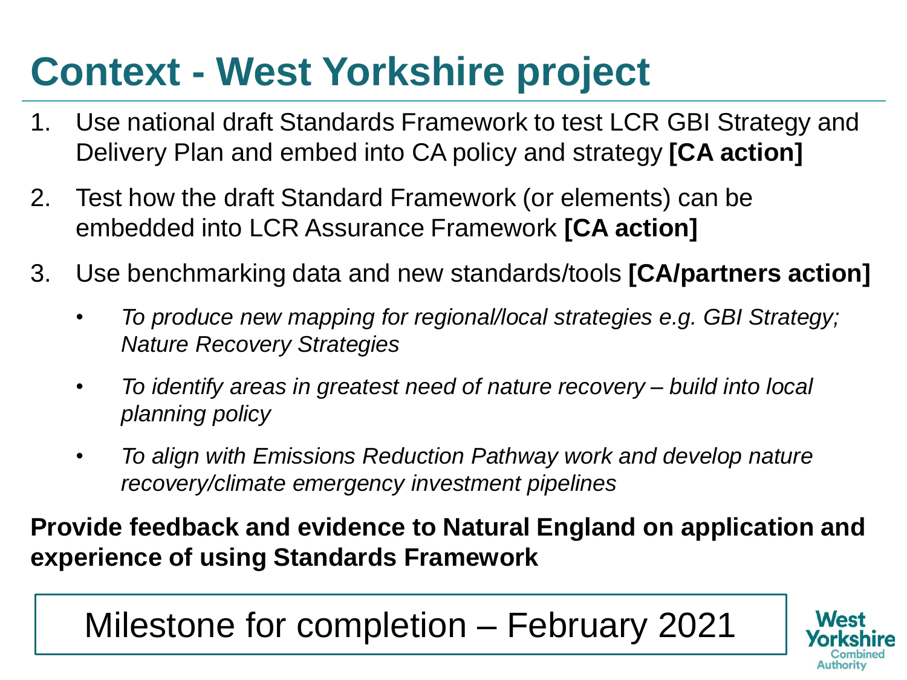# Context - West Yorkshire project

1. Use national draft Standards Framework to test LCR GBI Strategy and Delivery Plan and embed into CA policy and strategy **[CA action]**
2. Test how the draft Standard Framework (or elements) can be embedded into LCR Assurance Framework **[CA action]**
3. Use benchmarking data and new standards/tools **[CA/partners action]**
   - *To produce new mapping for regional/local strategies e.g. GBI Strategy; Nature Recovery Strategies*
   - *To identify areas in greatest need of nature recovery – build into local planning policy*
   - *To align with Emissions Reduction Pathway work and develop nature recovery/climate emergency investment pipelines*

**Provide feedback and evidence to Natural England on application and experience of using Standards Framework**

Milestone for completion – February 2021

West Yorkshire Combined Authority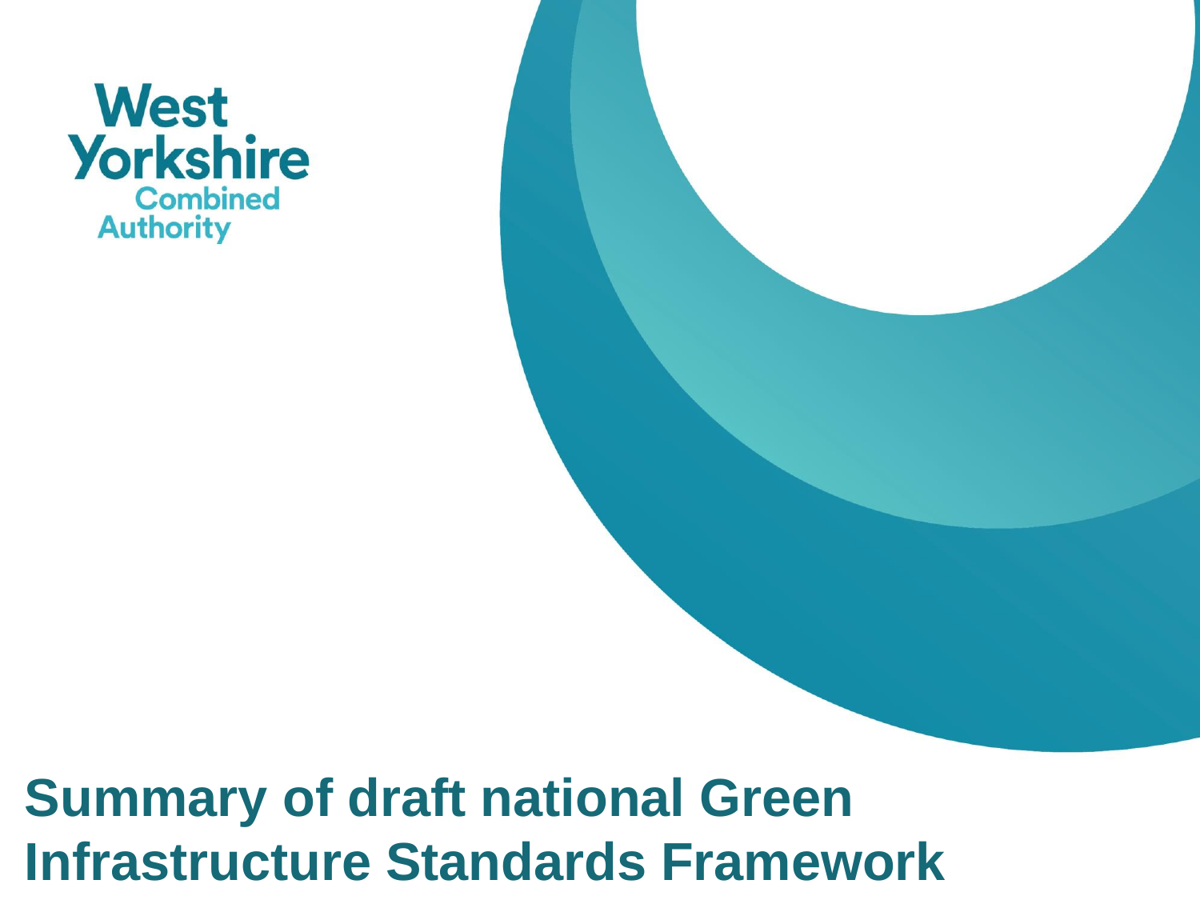West Yorkshire Combined Authority

# Summary of draft national Green Infrastructure Standards Framework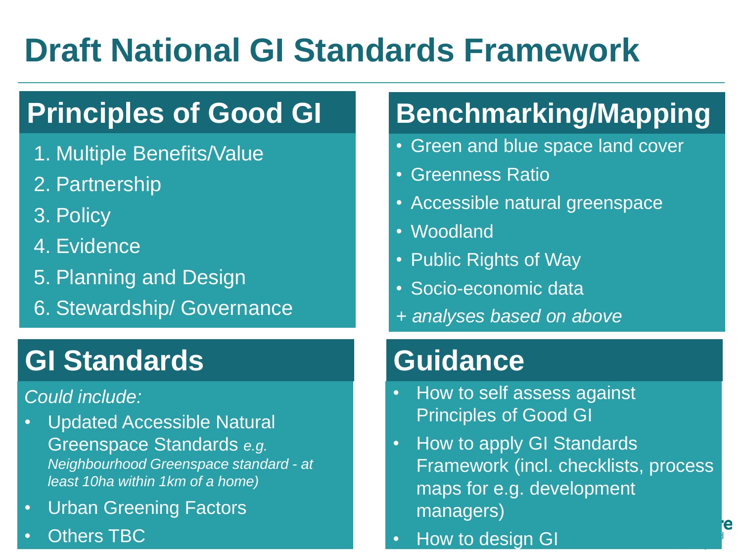# Draft National GI Standards Framework

## Principles of Good GI

1. Multiple Benefits/Value
2. Partnership
3. Policy
4. Evidence
5. Planning and Design
6. Stewardship/ Governance

## Benchmarking/Mapping

- Green and blue space land cover
- Greenness Ratio
- Accessible natural greenspace
- Woodland
- Public Rights of Way
- Socio-economic data

*+ analyses based on above*

## GI Standards

*Could include:*

- Updated Accessible Natural Greenspace Standards *e.g. Neighbourhood Greenspace standard - at least 10ha within 1km of a home)*
- Urban Greening Factors
- Others TBC

## Guidance

- How to self assess against Principles of Good GI
- How to apply GI Standards Framework (incl. checklists, process maps for e.g. development managers)
- How to design GI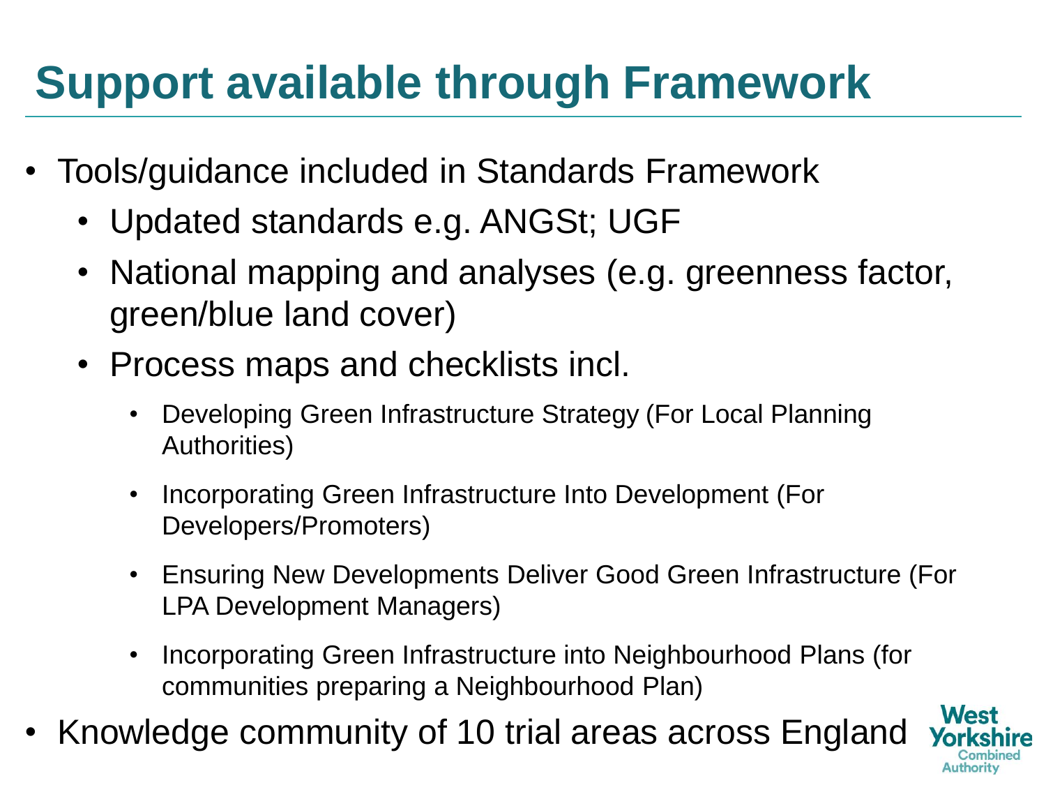# Support available through Framework

- Tools/guidance included in Standards Framework
  - Updated standards e.g. ANGSt; UGF
  - National mapping and analyses (e.g. greenness factor, green/blue land cover)
  - Process maps and checklists incl.
    - Developing Green Infrastructure Strategy (For Local Planning Authorities)
    - Incorporating Green Infrastructure Into Development (For Developers/Promoters)
    - Ensuring New Developments Deliver Good Green Infrastructure (For LPA Development Managers)
    - Incorporating Green Infrastructure into Neighbourhood Plans (for communities preparing a Neighbourhood Plan)
- Knowledge community of 10 trial areas across England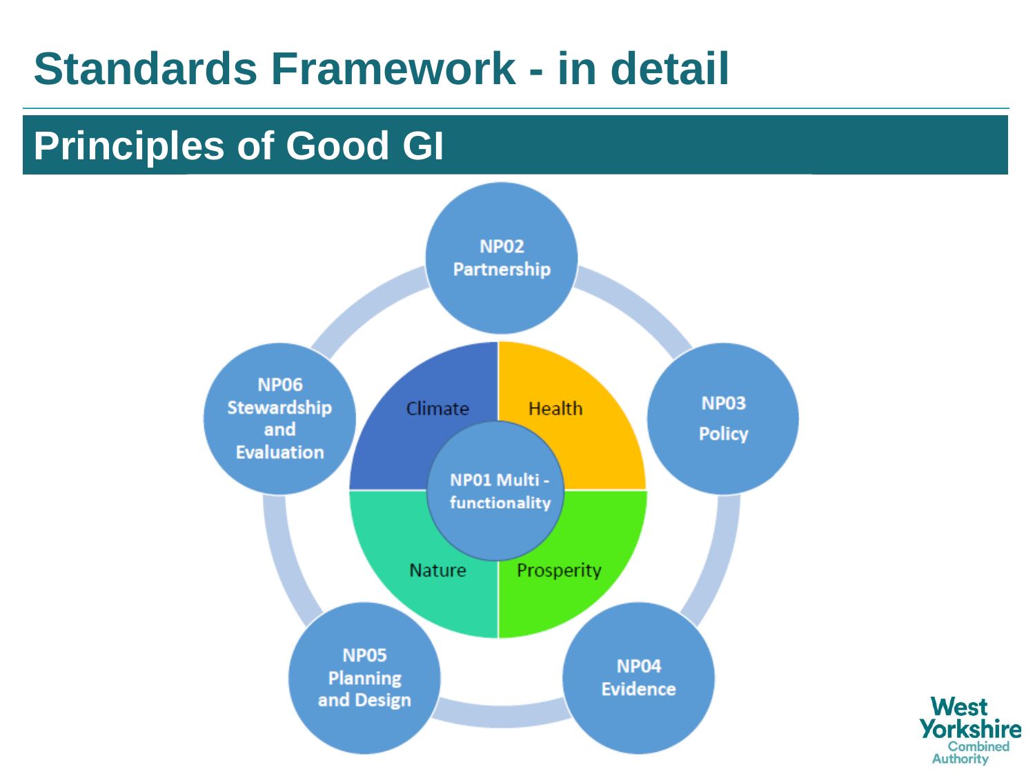# Standards Framework - in detail

## Principles of Good GI

NP01 Multi - functionality

- Climate
- Health
- Nature
- Prosperity

NP02 Partnership

NP03 Policy

NP04 Evidence

NP05 Planning and Design

NP06 Stewardship and Evaluation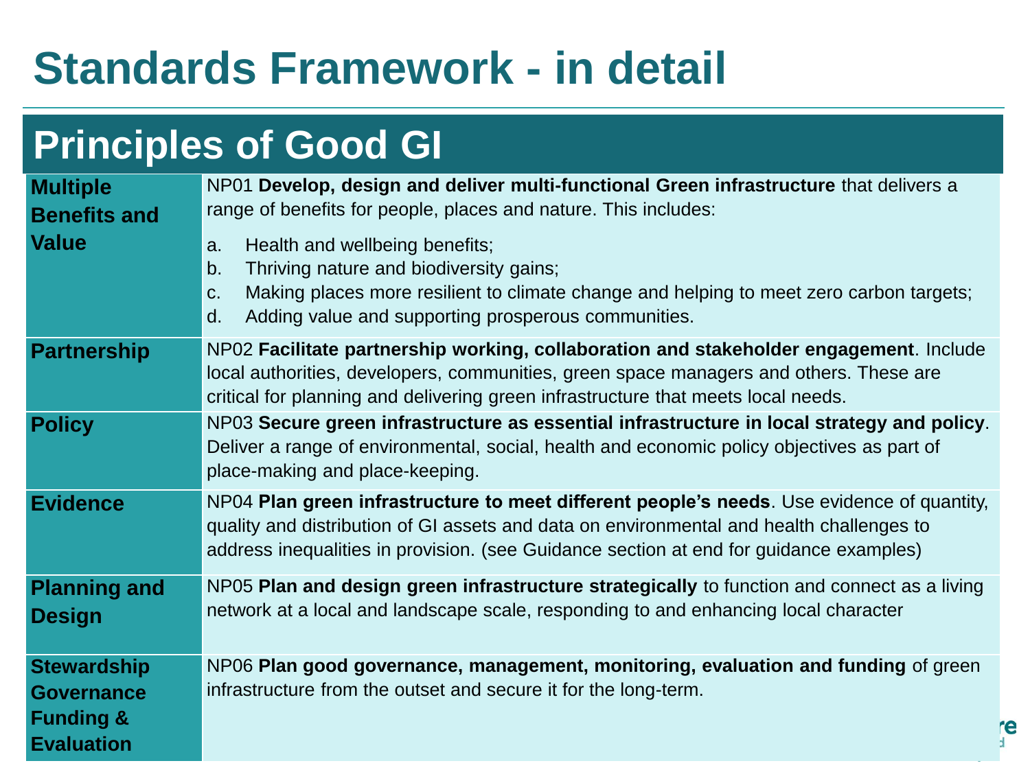# Standards Framework - in detail

## Principles of Good GI

| | |
|---|---|
| **Multiple Benefits and Value** | NP01 **Develop, design and deliver multi-functional Green infrastructure** that delivers a range of benefits for people, places and nature. This includes:<br>a. Health and wellbeing benefits;<br>b. Thriving nature and biodiversity gains;<br>c. Making places more resilient to climate change and helping to meet zero carbon targets;<br>d. Adding value and supporting prosperous communities. |
| **Partnership** | NP02 **Facilitate partnership working, collaboration and stakeholder engagement**. Include local authorities, developers, communities, green space managers and others. These are critical for planning and delivering green infrastructure that meets local needs. |
| **Policy** | NP03 **Secure green infrastructure as essential infrastructure in local strategy and policy**. Deliver a range of environmental, social, health and economic policy objectives as part of place-making and place-keeping. |
| **Evidence** | NP04 **Plan green infrastructure to meet different people's needs**. Use evidence of quantity, quality and distribution of GI assets and data on environmental and health challenges to address inequalities in provision. (see Guidance section at end for guidance examples) |
| **Planning and Design** | NP05 **Plan and design green infrastructure strategically** to function and connect as a living network at a local and landscape scale, responding to and enhancing local character |
| **Stewardship Governance Funding & Evaluation** | NP06 **Plan good governance, management, monitoring, evaluation and funding** of green infrastructure from the outset and secure it for the long-term. |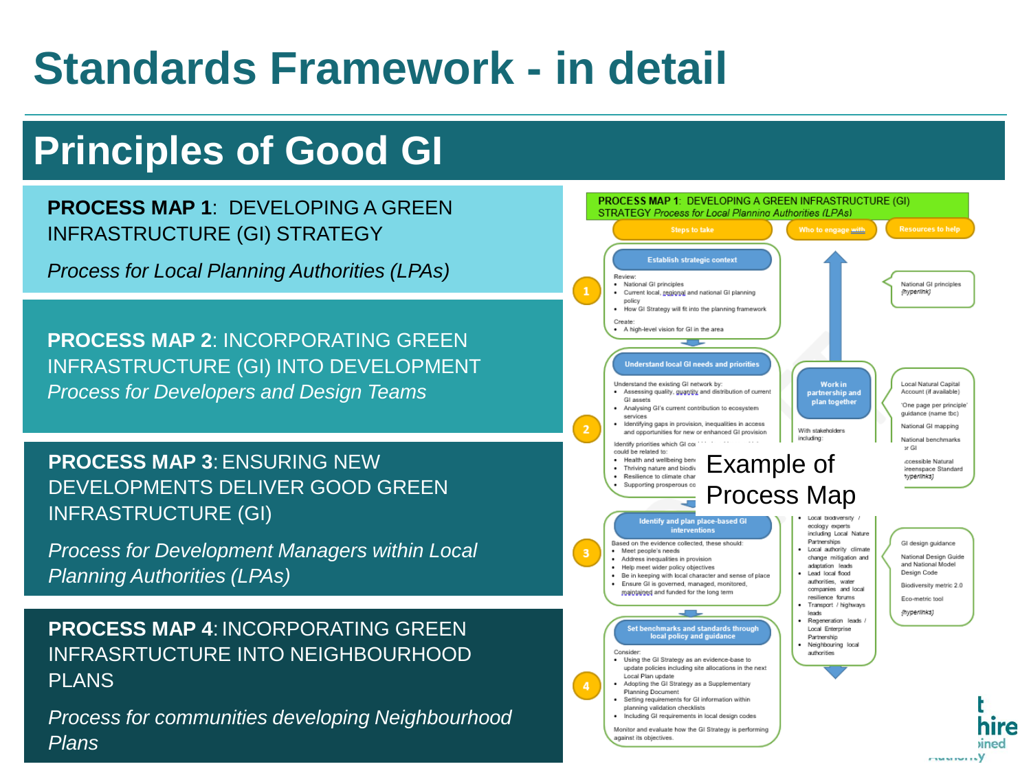# Standards Framework - in detail

## Principles of Good GI

**PROCESS MAP 1**: DEVELOPING A GREEN INFRASTRUCTURE (GI) STRATEGY

*Process for Local Planning Authorities (LPAs)*

**PROCESS MAP 2**: INCORPORATING GREEN INFRASTRUCTURE (GI) INTO DEVELOPMENT

*Process for Developers and Design Teams*

**PROCESS MAP 3**: ENSURING NEW DEVELOPMENTS DELIVER GOOD GREEN INFRASTRUCTURE (GI)

*Process for Development Managers within Local Planning Authorities (LPAs)*

**PROCESS MAP 4**: INCORPORATING GREEN INFRASRTUCTURE INTO NEIGHBOURHOOD PLANS

*Process for communities developing Neighbourhood Plans*

---

**PROCESS MAP 1**: DEVELOPING A GREEN INFRASTRUCTURE (GI) STRATEGY *Process for Local Planning Authorities (LPAs)*

Steps to take | Who to engage with | Resources to help

**1. Establish strategic context**

Review:
- National GI principles
- Current local, regional and national GI planning policy
- How GI Strategy will fit into the planning framework

Create:
- A high-level vision for GI in the area

Resources: National GI principles {hyperlink}

**2. Understand local GI needs and priorities**

Understand the existing GI network by:
- Assessing quality, quantity and distribution of current GI assets
- Analysing GI's current contribution to ecosystem services
- Identifying gaps in provision, inequalities in access and opportunities for new or enhanced GI provision

Identify priorities which GI co[...] could be related to:
- Health and wellbeing ben[...]
- Thriving nature and biodiv[...]
- Resilience to climate char[...]
- Supporting prosperous co[...]

Resources: Local Natural Capital Account (if available); 'One page per principle' guidance (name tbc); National GI mapping; National benchmarks [...]r GI; [A]ccessible Natural [G]reenspace Standard [{h]yperlinks}

**Work in partnership and plan together**

With stakeholders including:
- Local biodiversity / ecology experts including Local Nature Partnerships
- Local authority climate change mitigation and adaptation leads
- Lead local flood authorities, water companies and local resilience forums
- Transport / highways leads
- Regeneration leads / Local Enterprise Partnership
- Neighbouring local authorities

**3. Identify and plan place-based GI interventions**

Based on the evidence collected, these should:
- Meet people's needs
- Address inequalities in provision
- Help meet wider policy objectives
- Be in keeping with local character and sense of place
- Ensure GI is governed, managed, monitored, maintained and funded for the long term

Resources: GI design guidance; National Design Guide and National Model Design Code; Biodiversity metric 2.0; Eco-metric tool; {hyperlinks}

**4. Set benchmarks and standards through local policy and guidance**

Consider:
- Using the GI Strategy as an evidence-base to update policies including site allocations in the next Local Plan update
- Adopting the GI Strategy as a Supplementary Planning Document
- Setting requirements for GI information within planning validation checklists
- Including GI requirements in local design codes

Monitor and evaluate how the GI Strategy is performing against its objectives.

Example of Process Map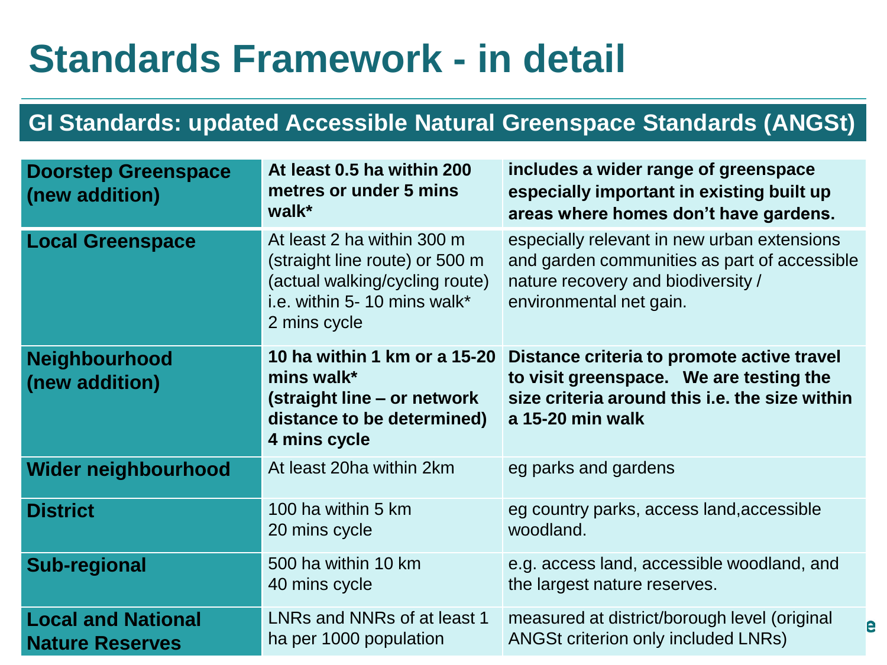# Standards Framework - in detail

## GI Standards: updated Accessible Natural Greenspace Standards (ANGSt)

| | | |
|---|---|---|
| **Doorstep Greenspace (new addition)** | **At least 0.5 ha within 200 metres or under 5 mins walk*** | **includes a wider range of greenspace especially important in existing built up areas where homes don't have gardens.** |
| **Local Greenspace** | At least 2 ha within 300 m (straight line route) or 500 m (actual walking/cycling route) i.e. within 5- 10 mins walk* 2 mins cycle | especially relevant in new urban extensions and garden communities as part of accessible nature recovery and biodiversity / environmental net gain. |
| **Neighbourhood (new addition)** | **10 ha within 1 km or a 15-20 mins walk* (straight line – or network distance to be determined) 4 mins cycle** | **Distance criteria to promote active travel to visit greenspace. We are testing the size criteria around this i.e. the size within a 15-20 min walk** |
| **Wider neighbourhood** | At least 20ha within 2km | eg parks and gardens |
| **District** | 100 ha within 5 km 20 mins cycle | eg country parks, access land,accessible woodland. |
| **Sub-regional** | 500 ha within 10 km 40 mins cycle | e.g. access land, accessible woodland, and the largest nature reserves. |
| **Local and National Nature Reserves** | LNRs and NNRs of at least 1 ha per 1000 population | measured at district/borough level (original ANGSt criterion only included LNRs) |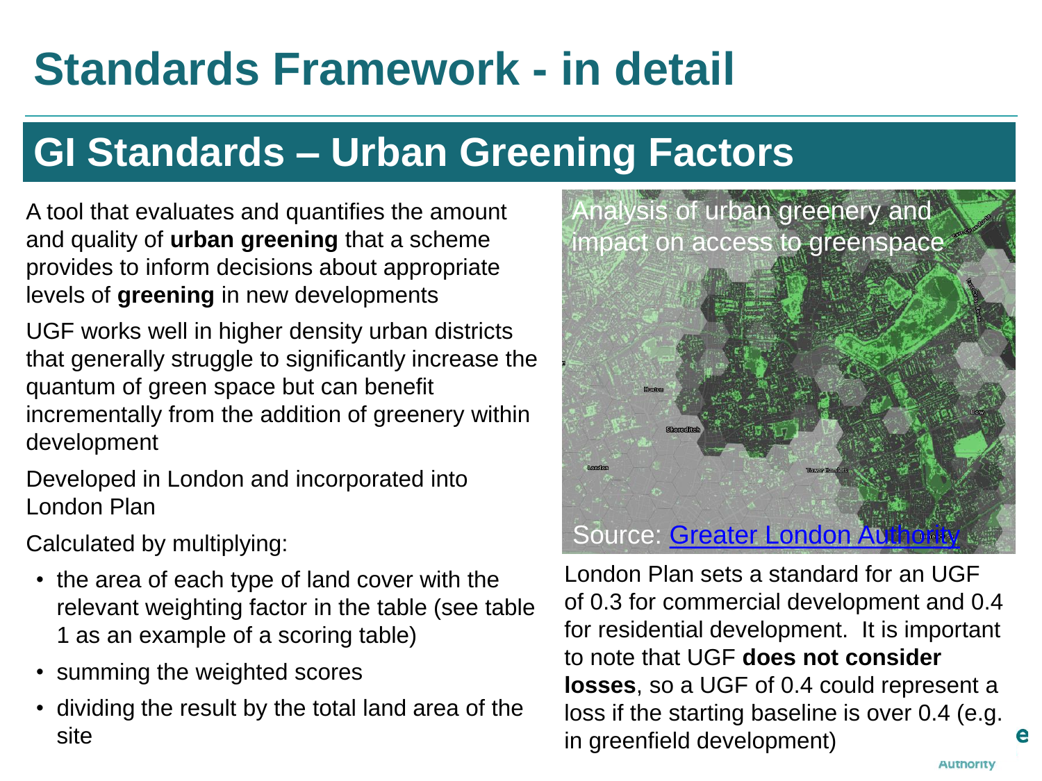# Standards Framework - in detail

## GI Standards – Urban Greening Factors

A tool that evaluates and quantifies the amount and quality of **urban greening** that a scheme provides to inform decisions about appropriate levels of **greening** in new developments

UGF works well in higher density urban districts that generally struggle to significantly increase the quantum of green space but can benefit incrementally from the addition of greenery within development

Developed in London and incorporated into London Plan

Calculated by multiplying:

- the area of each type of land cover with the relevant weighting factor in the table (see table 1 as an example of a scoring table)
- summing the weighted scores
- dividing the result by the total land area of the site

Analysis of urban greenery and impact on access to greenspace

Source: [Greater London Authority]

London Plan sets a standard for an UGF of 0.3 for commercial development and 0.4 for residential development. It is important to note that UGF **does not consider losses**, so a UGF of 0.4 could represent a loss if the starting baseline is over 0.4 (e.g. in greenfield development)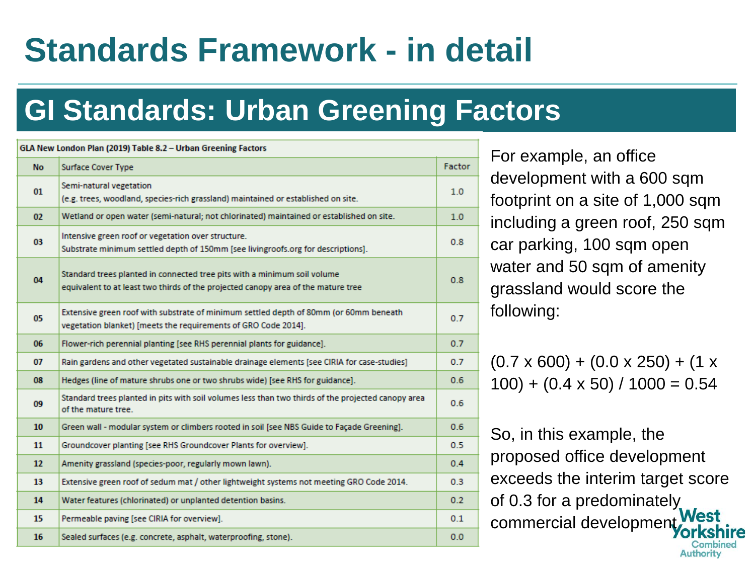# Standards Framework - in detail

## GI Standards: Urban Greening Factors

GLA New London Plan (2019) Table 8.2 – Urban Greening Factors

| No | Surface Cover Type | Factor |
|---|---|---|
| 01 | Semi-natural vegetation (e.g. trees, woodland, species-rich grassland) maintained or established on site. | 1.0 |
| 02 | Wetland or open water (semi-natural; not chlorinated) maintained or established on site. | 1.0 |
| 03 | Intensive green roof or vegetation over structure. Substrate minimum settled depth of 150mm [see livingroofs.org for descriptions]. | 0.8 |
| 04 | Standard trees planted in connected tree pits with a minimum soil volume equivalent to at least two thirds of the projected canopy area of the mature tree | 0.8 |
| 05 | Extensive green roof with substrate of minimum settled depth of 80mm (or 60mm beneath vegetation blanket) [meets the requirements of GRO Code 2014]. | 0.7 |
| 06 | Flower-rich perennial planting [see RHS perennial plants for guidance]. | 0.7 |
| 07 | Rain gardens and other vegetated sustainable drainage elements [see CIRIA for case-studies] | 0.7 |
| 08 | Hedges (line of mature shrubs one or two shrubs wide) [see RHS for guidance]. | 0.6 |
| 09 | Standard trees planted in pits with soil volumes less than two thirds of the projected canopy area of the mature tree. | 0.6 |
| 10 | Green wall - modular system or climbers rooted in soil [see NBS Guide to Façade Greening]. | 0.6 |
| 11 | Groundcover planting [see RHS Groundcover Plants for overview]. | 0.5 |
| 12 | Amenity grassland (species-poor, regularly mown lawn). | 0.4 |
| 13 | Extensive green roof of sedum mat / other lightweight systems not meeting GRO Code 2014. | 0.3 |
| 14 | Water features (chlorinated) or unplanted detention basins. | 0.2 |
| 15 | Permeable paving [see CIRIA for overview]. | 0.1 |
| 16 | Sealed surfaces (e.g. concrete, asphalt, waterproofing, stone). | 0.0 |

For example, an office development with a 600 sqm footprint on a site of 1,000 sqm including a green roof, 250 sqm car parking, 100 sqm open water and 50 sqm of amenity grassland would score the following:

$(0.7 \times 600) + (0.0 \times 250) + (1 \times 100) + (0.4 \times 50) / 1000 = 0.54$

So, in this example, the proposed office development exceeds the interim target score of 0.3 for a predominately commercial development.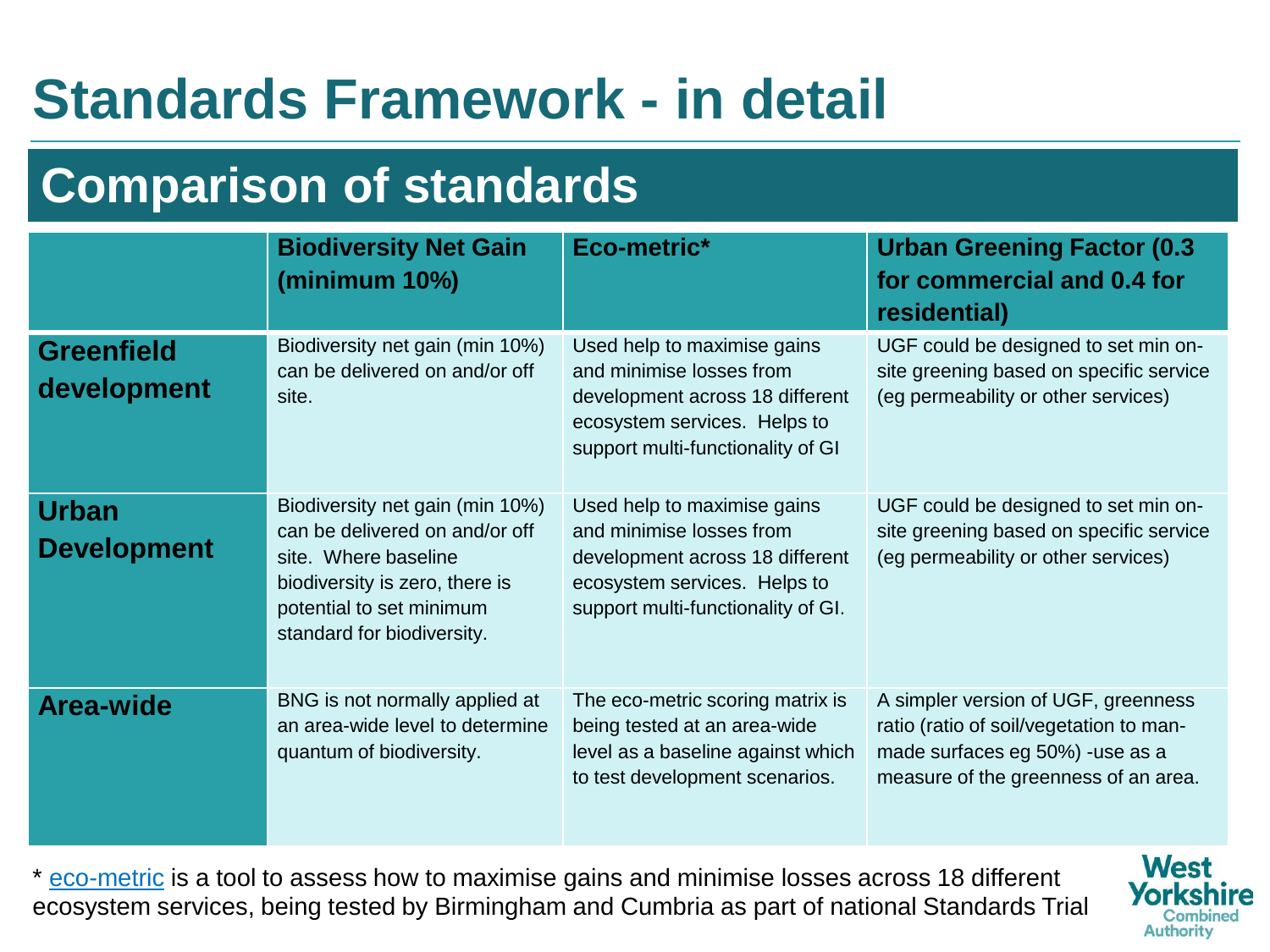# Standards Framework - in detail

## Comparison of standards

| | **Biodiversity Net Gain (minimum 10%)** | **Eco-metric*** | **Urban Greening Factor (0.3 for commercial and 0.4 for residential)** |
|---|---|---|---|
| **Greenfield development** | Biodiversity net gain (min 10%) can be delivered on and/or off site. | Used help to maximise gains and minimise losses from development across 18 different ecosystem services. Helps to support multi-functionality of GI | UGF could be designed to set min on-site greening based on specific service (eg permeability or other services) |
| **Urban Development** | Biodiversity net gain (min 10%) can be delivered on and/or off site. Where baseline biodiversity is zero, there is potential to set minimum standard for biodiversity. | Used help to maximise gains and minimise losses from development across 18 different ecosystem services. Helps to support multi-functionality of GI. | UGF could be designed to set min on-site greening based on specific service (eg permeability or other services) |
| **Area-wide** | BNG is not normally applied at an area-wide level to determine quantum of biodiversity. | The eco-metric scoring matrix is being tested at an area-wide level as a baseline against which to test development scenarios. | A simpler version of UGF, greenness ratio (ratio of soil/vegetation to man-made surfaces eg 50%) -use as a measure of the greenness of an area. |

* eco-metric is a tool to assess how to maximise gains and minimise losses across 18 different ecosystem services, being tested by Birmingham and Cumbria as part of national Standards Trial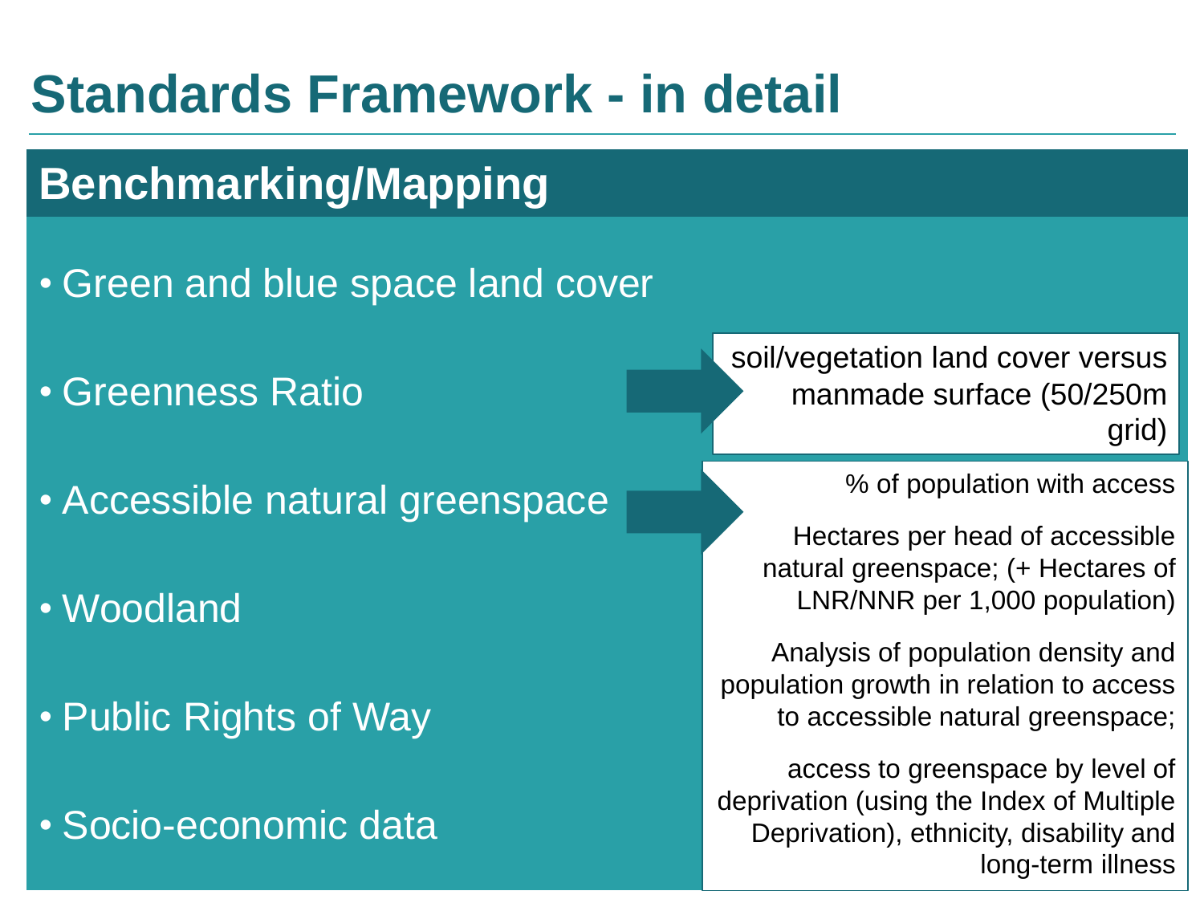# Standards Framework - in detail

## Benchmarking/Mapping

- Green and blue space land cover
- Greenness Ratio
- Accessible natural greenspace
- Woodland
- Public Rights of Way
- Socio-economic data

**Greenness Ratio:** soil/vegetation land cover versus manmade surface (50/250m grid)

**Accessible natural greenspace:**

% of population with access

Hectares per head of accessible natural greenspace; (+ Hectares of LNR/NNR per 1,000 population)

Analysis of population density and population growth in relation to access to accessible natural greenspace;

access to greenspace by level of deprivation (using the Index of Multiple Deprivation), ethnicity, disability and long-term illness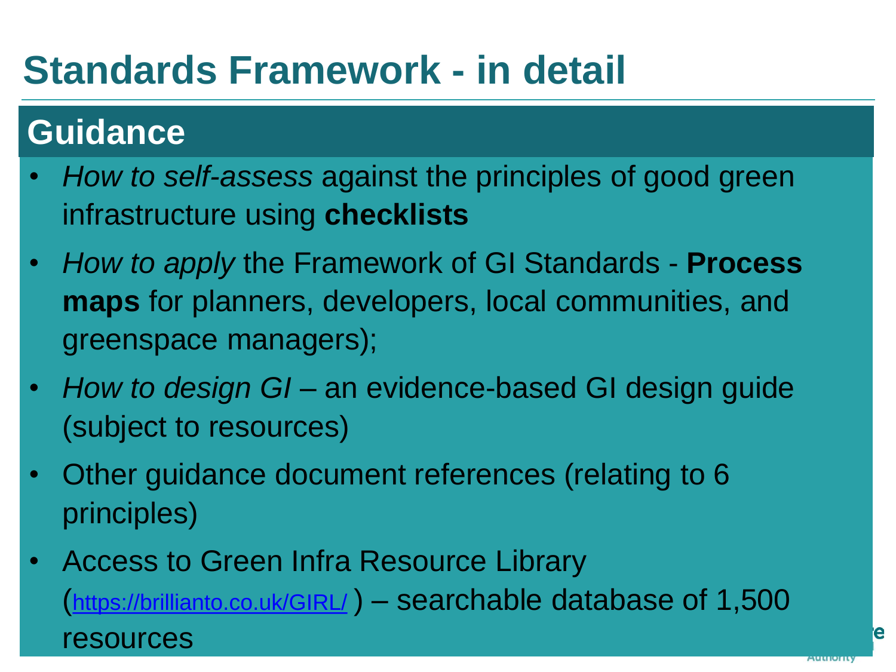# Standards Framework - in detail

## Guidance

- *How to self-assess* against the principles of good green infrastructure using **checklists**
- *How to apply* the Framework of GI Standards - **Process maps** for planners, developers, local communities, and greenspace managers);
- *How to design GI* – an evidence-based GI design guide (subject to resources)
- Other guidance document references (relating to 6 principles)
- Access to Green Infra Resource Library (https://brillianto.co.uk/GIRL/ ) – searchable database of 1,500 resources